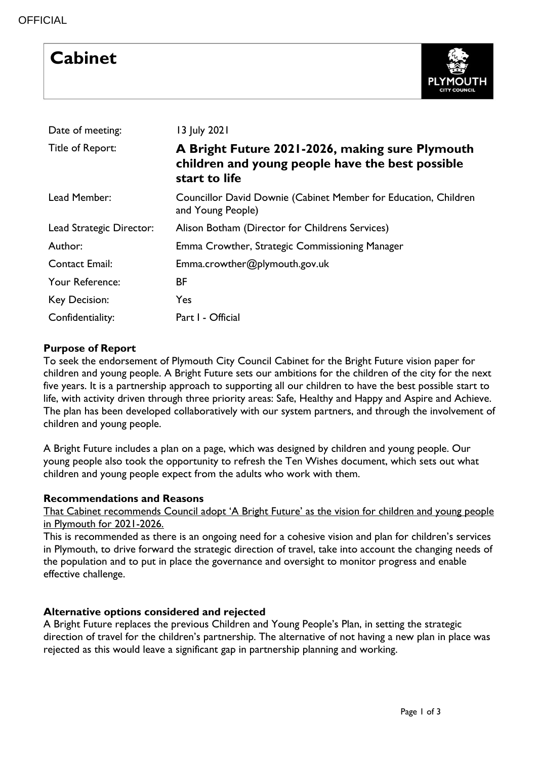# Cabinet

| | |
|---|---|
| Date of meeting: | 13 July 2021 |
| Title of Report: | **A Bright Future 2021-2026, making sure Plymouth children and young people have the best possible start to life** |
| Lead Member: | Councillor David Downie (Cabinet Member for Education, Children and Young People) |
| Lead Strategic Director: | Alison Botham (Director for Childrens Services) |
| Author: | Emma Crowther, Strategic Commissioning Manager |
| Contact Email: | Emma.crowther@plymouth.gov.uk |
| Your Reference: | BF |
| Key Decision: | Yes |
| Confidentiality: | Part I - Official |

**Purpose of Report**

To seek the endorsement of Plymouth City Council Cabinet for the Bright Future vision paper for children and young people. A Bright Future sets our ambitions for the children of the city for the next five years. It is a partnership approach to supporting all our children to have the best possible start to life, with activity driven through three priority areas: Safe, Healthy and Happy and Aspire and Achieve. The plan has been developed collaboratively with our system partners, and through the involvement of children and young people.

A Bright Future includes a plan on a page, which was designed by children and young people. Our young people also took the opportunity to refresh the Ten Wishes document, which sets out what children and young people expect from the adults who work with them.

**Recommendations and Reasons**

<u>That Cabinet recommends Council adopt 'A Bright Future' as the vision for children and young people in Plymouth for 2021-2026.</u>

This is recommended as there is an ongoing need for a cohesive vision and plan for children's services in Plymouth, to drive forward the strategic direction of travel, take into account the changing needs of the population and to put in place the governance and oversight to monitor progress and enable effective challenge.

**Alternative options considered and rejected**

A Bright Future replaces the previous Children and Young People's Plan, in setting the strategic direction of travel for the children's partnership. The alternative of not having a new plan in place was rejected as this would leave a significant gap in partnership planning and working.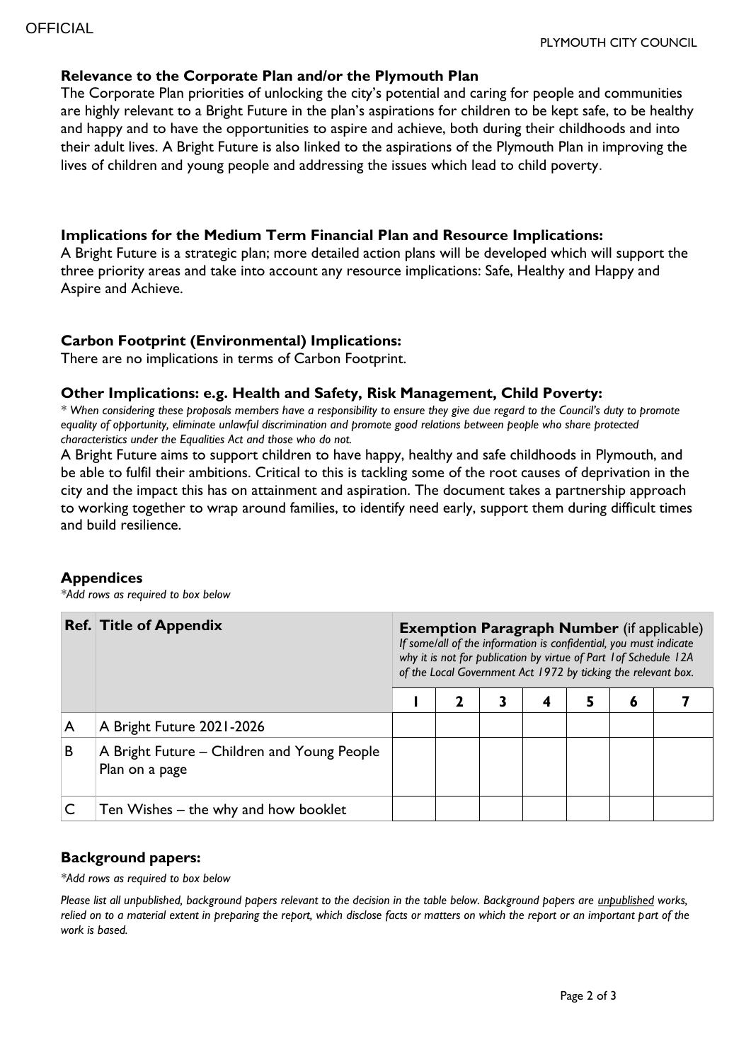### Relevance to the Corporate Plan and/or the Plymouth Plan

The Corporate Plan priorities of unlocking the city's potential and caring for people and communities are highly relevant to a Bright Future in the plan's aspirations for children to be kept safe, to be healthy and happy and to have the opportunities to aspire and achieve, both during their childhoods and into their adult lives. A Bright Future is also linked to the aspirations of the Plymouth Plan in improving the lives of children and young people and addressing the issues which lead to child poverty.

### Implications for the Medium Term Financial Plan and Resource Implications:

A Bright Future is a strategic plan; more detailed action plans will be developed which will support the three priority areas and take into account any resource implications: Safe, Healthy and Happy and Aspire and Achieve.

### Carbon Footprint (Environmental) Implications:

There are no implications in terms of Carbon Footprint.

### Other Implications: e.g. Health and Safety, Risk Management, Child Poverty:

*\* When considering these proposals members have a responsibility to ensure they give due regard to the Council's duty to promote equality of opportunity, eliminate unlawful discrimination and promote good relations between people who share protected characteristics under the Equalities Act and those who do not.*

A Bright Future aims to support children to have happy, healthy and safe childhoods in Plymouth, and be able to fulfil their ambitions. Critical to this is tackling some of the root causes of deprivation in the city and the impact this has on attainment and aspiration. The document takes a partnership approach to working together to wrap around families, to identify need early, support them during difficult times and build resilience.

### Appendices

*\*Add rows as required to box below*

| Ref. | Title of Appendix | **Exemption Paragraph Number** (if applicable) *If some/all of the information is confidential, you must indicate why it is not for publication by virtue of Part 1of Schedule 12A of the Local Government Act 1972 by ticking the relevant box.* | | | | | | |
|---|---|---|---|---|---|---|---|---|
| | | 1 | 2 | 3 | 4 | 5 | 6 | 7 |
| A | A Bright Future 2021-2026 | | | | | | | |
| B | A Bright Future – Children and Young People Plan on a page | | | | | | | |
| C | Ten Wishes – the why and how booklet | | | | | | | |

### Background papers:

*\*Add rows as required to box below*

*Please list all unpublished, background papers relevant to the decision in the table below. Background papers are unpublished works, relied on to a material extent in preparing the report, which disclose facts or matters on which the report or an important part of the work is based.*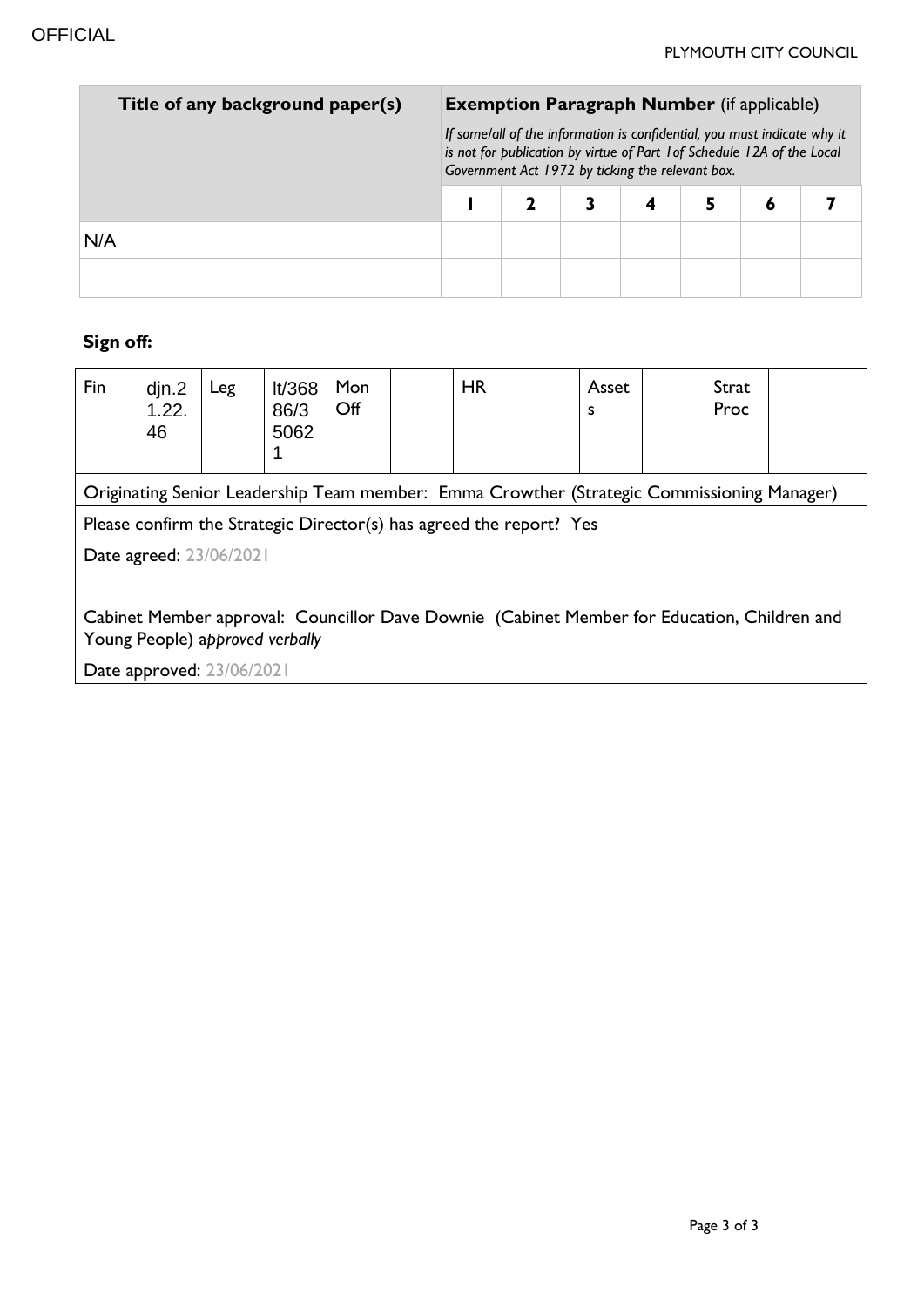| Title of any background paper(s) | Exemption Paragraph Number (if applicable) *If some/all of the information is confidential, you must indicate why it is not for publication by virtue of Part 1of Schedule 12A of the Local Government Act 1972 by ticking the relevant box.* | | | | | | |
|---|---|---|---|---|---|---|---|
| | 1 | 2 | 3 | 4 | 5 | 6 | 7 |
| N/A | | | | | | | |
| | | | | | | | |

**Sign off:**

| Fin | djn.21.22.46 | Leg | lt/36886/35062 1 | Mon Off | | HR | | Assets | | Strat Proc | |
|---|---|---|---|---|---|---|---|---|---|---|---|

Originating Senior Leadership Team member: Emma Crowther (Strategic Commissioning Manager)

Please confirm the Strategic Director(s) has agreed the report? Yes

Date agreed: 23/06/2021

Cabinet Member approval: Councillor Dave Downie (Cabinet Member for Education, Children and Young People) a*pproved verbally*

Date approved: 23/06/2021